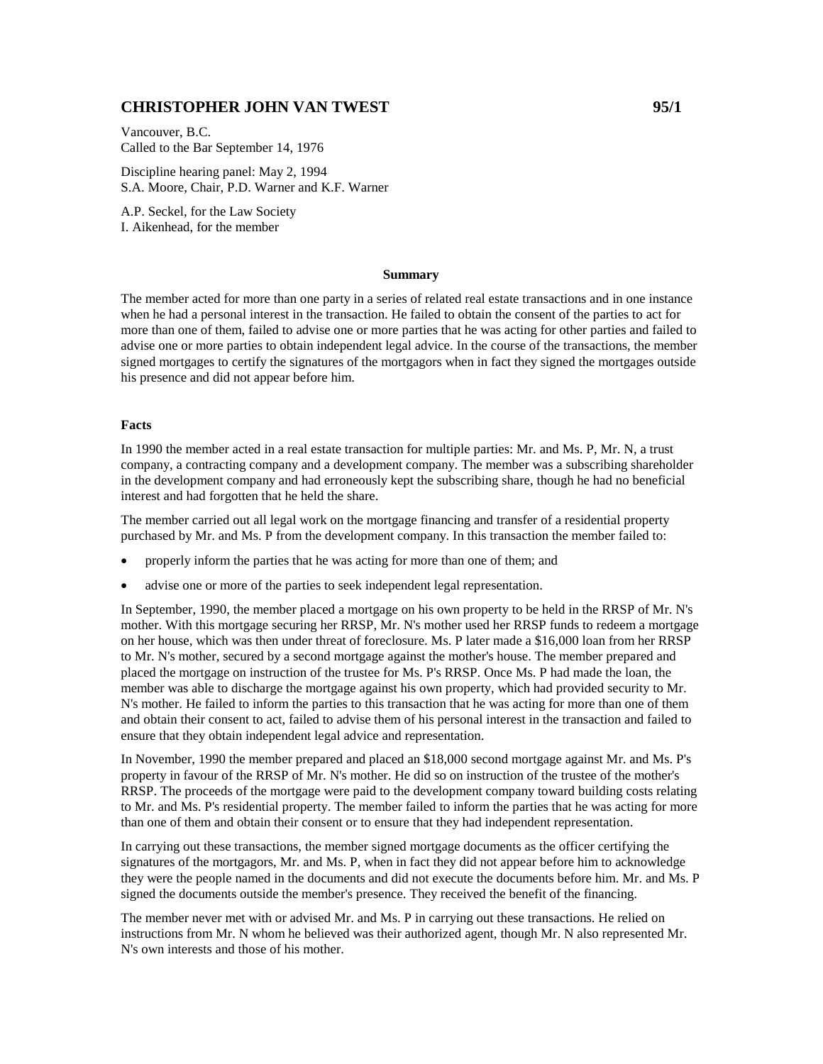## CHRISTOPHER JOHN VAN TWEST 95/1

Vancouver, B.C.
Called to the Bar September 14, 1976

Discipline hearing panel: May 2, 1994
S.A. Moore, Chair, P.D. Warner and K.F. Warner

A.P. Seckel, for the Law Society
I. Aikenhead, for the member

**Summary**

The member acted for more than one party in a series of related real estate transactions and in one instance when he had a personal interest in the transaction. He failed to obtain the consent of the parties to act for more than one of them, failed to advise one or more parties that he was acting for other parties and failed to advise one or more parties to obtain independent legal advice. In the course of the transactions, the member signed mortgages to certify the signatures of the mortgagors when in fact they signed the mortgages outside his presence and did not appear before him.

### Facts

In 1990 the member acted in a real estate transaction for multiple parties: Mr. and Ms. P, Mr. N, a trust company, a contracting company and a development company. The member was a subscribing shareholder in the development company and had erroneously kept the subscribing share, though he had no beneficial interest and had forgotten that he held the share.

The member carried out all legal work on the mortgage financing and transfer of a residential property purchased by Mr. and Ms. P from the development company. In this transaction the member failed to:

- properly inform the parties that he was acting for more than one of them; and
- advise one or more of the parties to seek independent legal representation.

In September, 1990, the member placed a mortgage on his own property to be held in the RRSP of Mr. N's mother. With this mortgage securing her RRSP, Mr. N's mother used her RRSP funds to redeem a mortgage on her house, which was then under threat of foreclosure. Ms. P later made a $16,000 loan from her RRSP to Mr. N's mother, secured by a second mortgage against the mother's house. The member prepared and placed the mortgage on instruction of the trustee for Ms. P's RRSP. Once Ms. P had made the loan, the member was able to discharge the mortgage against his own property, which had provided security to Mr. N's mother. He failed to inform the parties to this transaction that he was acting for more than one of them and obtain their consent to act, failed to advise them of his personal interest in the transaction and failed to ensure that they obtain independent legal advice and representation.

In November, 1990 the member prepared and placed an $18,000 second mortgage against Mr. and Ms. P's property in favour of the RRSP of Mr. N's mother. He did so on instruction of the trustee of the mother's RRSP. The proceeds of the mortgage were paid to the development company toward building costs relating to Mr. and Ms. P's residential property. The member failed to inform the parties that he was acting for more than one of them and obtain their consent or to ensure that they had independent representation.

In carrying out these transactions, the member signed mortgage documents as the officer certifying the signatures of the mortgagors, Mr. and Ms. P, when in fact they did not appear before him to acknowledge they were the people named in the documents and did not execute the documents before him. Mr. and Ms. P signed the documents outside the member's presence. They received the benefit of the financing.

The member never met with or advised Mr. and Ms. P in carrying out these transactions. He relied on instructions from Mr. N whom he believed was their authorized agent, though Mr. N also represented Mr. N's own interests and those of his mother.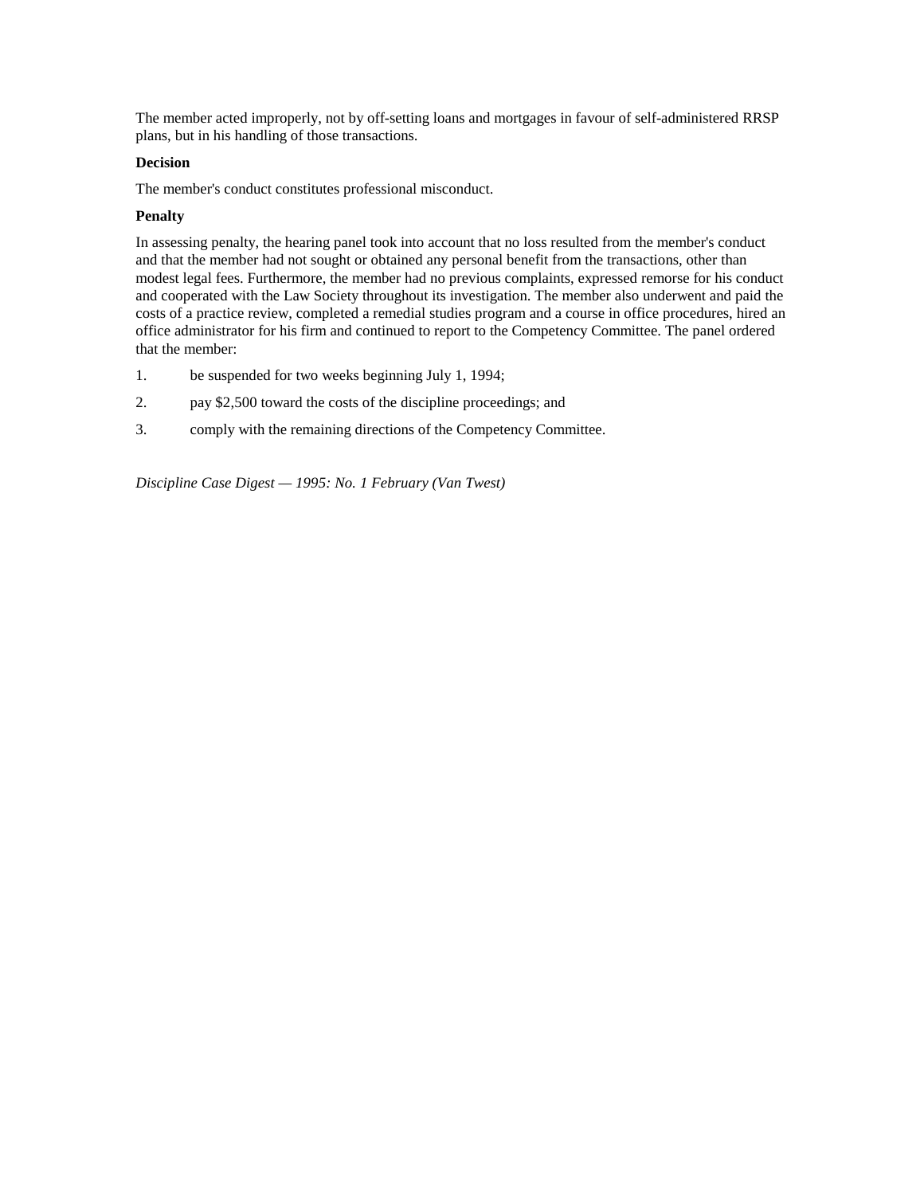The member acted improperly, not by off-setting loans and mortgages in favour of self-administered RRSP plans, but in his handling of those transactions.

**Decision**

The member's conduct constitutes professional misconduct.

**Penalty**

In assessing penalty, the hearing panel took into account that no loss resulted from the member's conduct and that the member had not sought or obtained any personal benefit from the transactions, other than modest legal fees. Furthermore, the member had no previous complaints, expressed remorse for his conduct and cooperated with the Law Society throughout its investigation. The member also underwent and paid the costs of a practice review, completed a remedial studies program and a course in office procedures, hired an office administrator for his firm and continued to report to the Competency Committee. The panel ordered that the member:

1. be suspended for two weeks beginning July 1, 1994;
2. pay $2,500 toward the costs of the discipline proceedings; and
3. comply with the remaining directions of the Competency Committee.

*Discipline Case Digest — 1995: No. 1 February (Van Twest)*